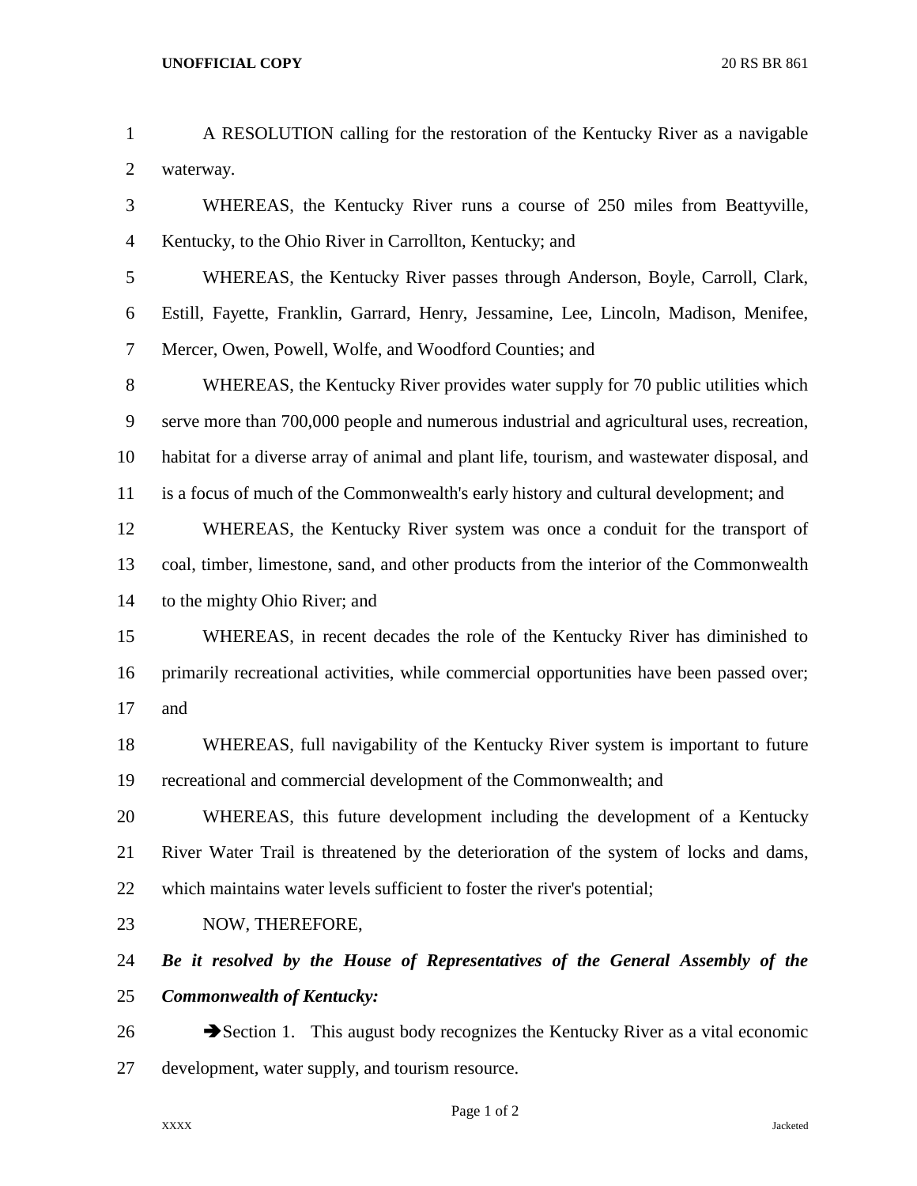A RESOLUTION calling for the restoration of the Kentucky River as a navigable waterway.

WHEREAS, the Kentucky River runs a course of 250 miles from Beattyville, Kentucky, to the Ohio River in Carrollton, Kentucky; and

WHEREAS, the Kentucky River passes through Anderson, Boyle, Carroll, Clark, Estill, Fayette, Franklin, Garrard, Henry, Jessamine, Lee, Lincoln, Madison, Menifee, Mercer, Owen, Powell, Wolfe, and Woodford Counties; and

WHEREAS, the Kentucky River provides water supply for 70 public utilities which serve more than 700,000 people and numerous industrial and agricultural uses, recreation, habitat for a diverse array of animal and plant life, tourism, and wastewater disposal, and is a focus of much of the Commonwealth's early history and cultural development; and

WHEREAS, the Kentucky River system was once a conduit for the transport of coal, timber, limestone, sand, and other products from the interior of the Commonwealth to the mighty Ohio River; and

WHEREAS, in recent decades the role of the Kentucky River has diminished to primarily recreational activities, while commercial opportunities have been passed over; and

WHEREAS, full navigability of the Kentucky River system is important to future recreational and commercial development of the Commonwealth; and

WHEREAS, this future development including the development of a Kentucky River Water Trail is threatened by the deterioration of the system of locks and dams, which maintains water levels sufficient to foster the river's potential;

NOW, THEREFORE,

***Be it resolved by the House of Representatives of the General Assembly of the Commonwealth of Kentucky:***

➔Section 1. This august body recognizes the Kentucky River as a vital economic development, water supply, and tourism resource.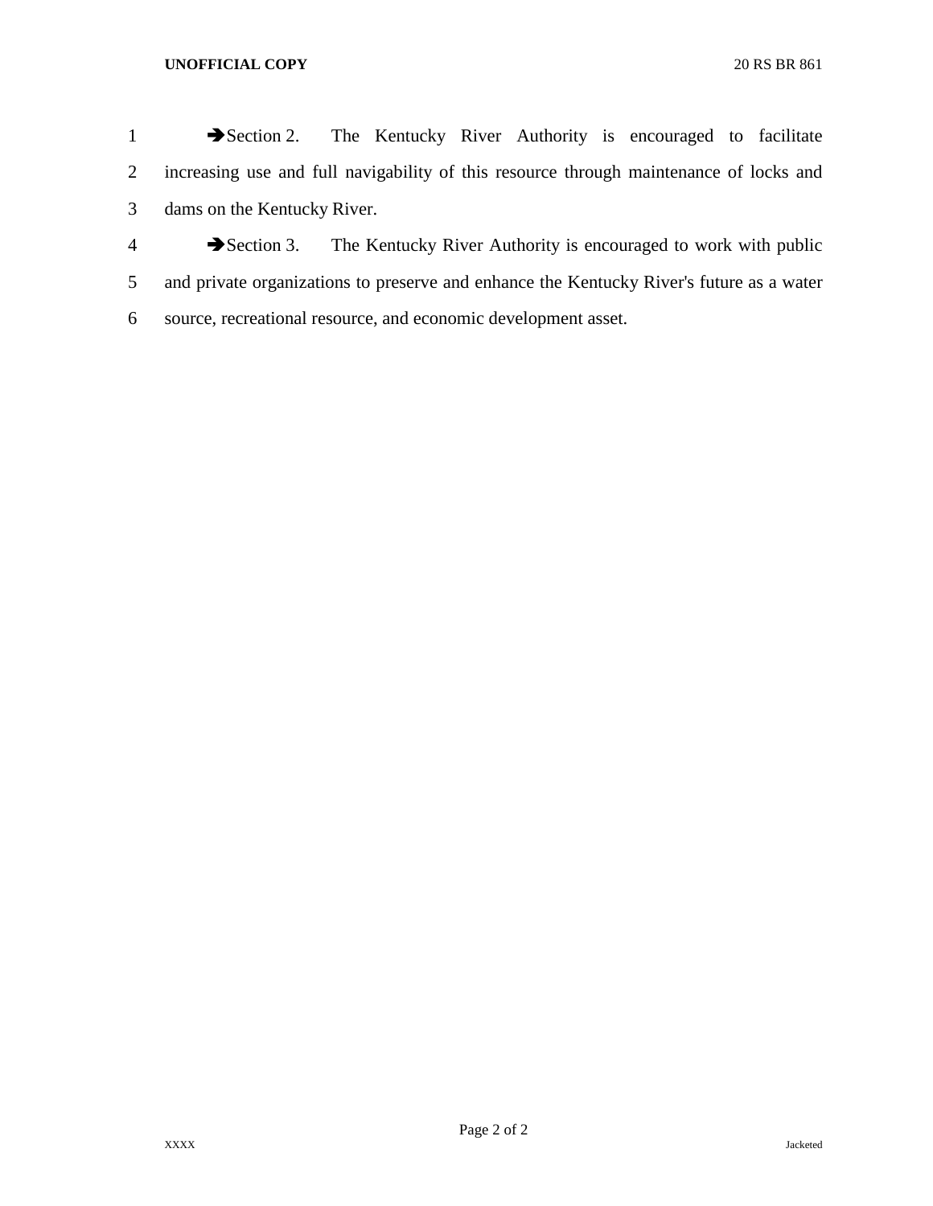➔Section 2. The Kentucky River Authority is encouraged to facilitate increasing use and full navigability of this resource through maintenance of locks and dams on the Kentucky River.

➔Section 3. The Kentucky River Authority is encouraged to work with public and private organizations to preserve and enhance the Kentucky River's future as a water source, recreational resource, and economic development asset.